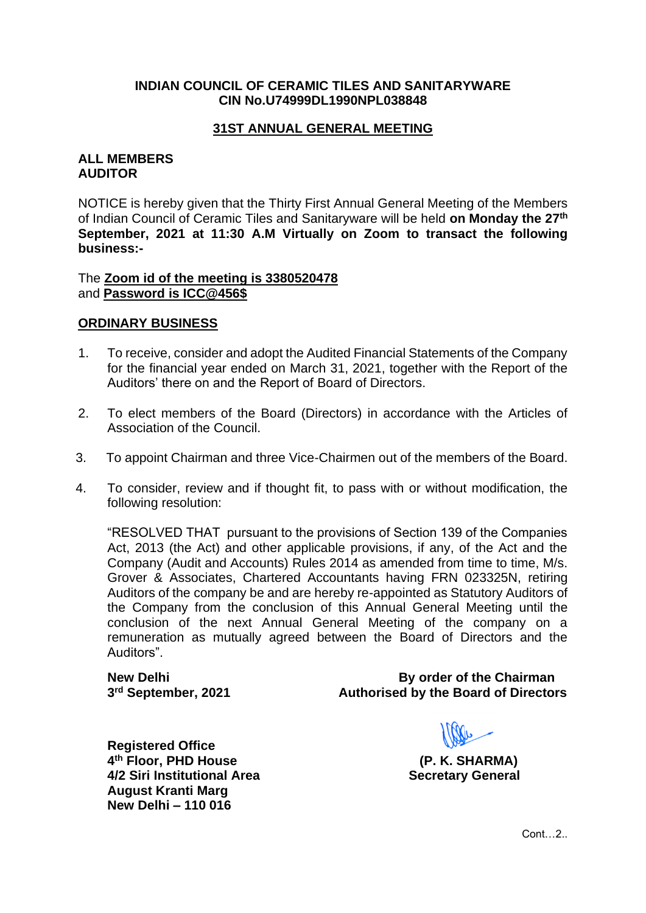**INDIAN COUNCIL OF CERAMIC TILES AND SANITARYWARE**
**CIN No.U74999DL1990NPL038848**

## 31ST ANNUAL GENERAL MEETING

**ALL MEMBERS**
**AUDITOR**

NOTICE is hereby given that the Thirty First Annual General Meeting of the Members of Indian Council of Ceramic Tiles and Sanitaryware will be held **on Monday the 27th September, 2021 at 11:30 A.M Virtually on Zoom to transact the following business:-**

The **Zoom id of the meeting is 3380520478**
and **Password is ICC@456$**

### ORDINARY BUSINESS

1. To receive, consider and adopt the Audited Financial Statements of the Company for the financial year ended on March 31, 2021, together with the Report of the Auditors' there on and the Report of Board of Directors.

2. To elect members of the Board (Directors) in accordance with the Articles of Association of the Council.

3. To appoint Chairman and three Vice-Chairmen out of the members of the Board.

4. To consider, review and if thought fit, to pass with or without modification, the following resolution:

   "RESOLVED THAT pursuant to the provisions of Section 139 of the Companies Act, 2013 (the Act) and other applicable provisions, if any, of the Act and the Company (Audit and Accounts) Rules 2014 as amended from time to time, M/s. Grover & Associates, Chartered Accountants having FRN 023325N, retiring Auditors of the company be and are hereby re-appointed as Statutory Auditors of the Company from the conclusion of this Annual General Meeting until the conclusion of the next Annual General Meeting of the company on a remuneration as mutually agreed between the Board of Directors and the Auditors".

**New Delhi**
**3rd September, 2021**

**By order of the Chairman**
**Authorised by the Board of Directors**

**(P. K. SHARMA)**
**Secretary General**

**Registered Office**
**4th Floor, PHD House**
**4/2 Siri Institutional Area**
**August Kranti Marg**
**New Delhi – 110 016**

Cont…2..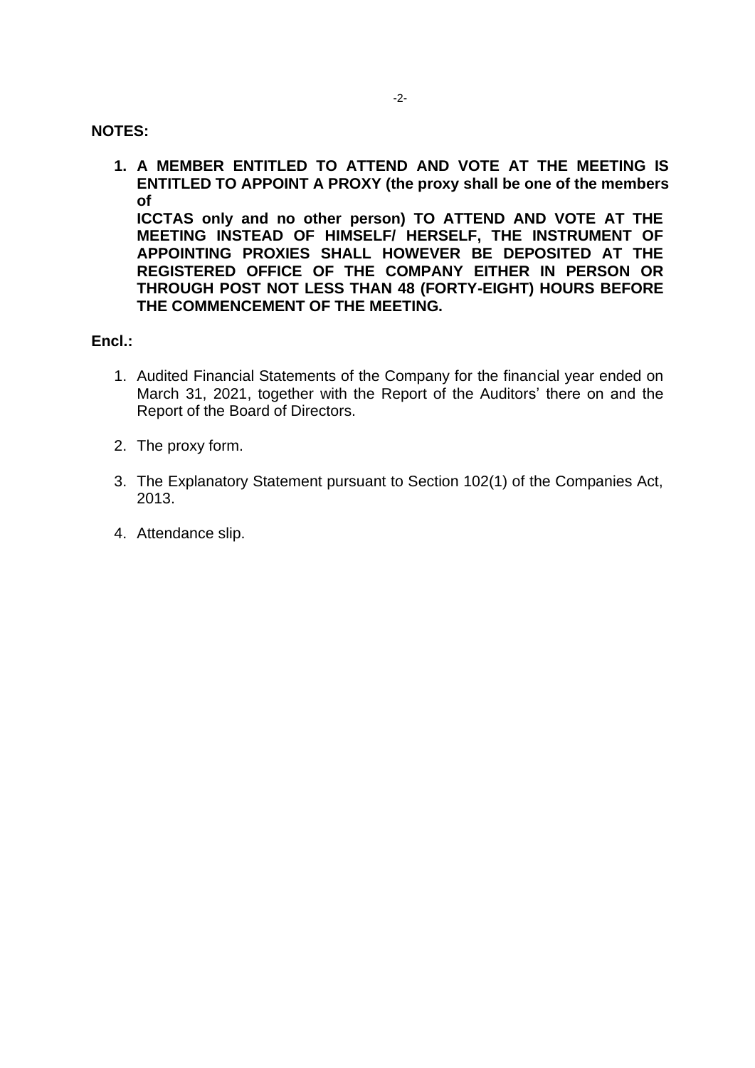**NOTES:**

1. **A MEMBER ENTITLED TO ATTEND AND VOTE AT THE MEETING IS ENTITLED TO APPOINT A PROXY (the proxy shall be one of the members of ICCTAS only and no other person) TO ATTEND AND VOTE AT THE MEETING INSTEAD OF HIMSELF/ HERSELF, THE INSTRUMENT OF APPOINTING PROXIES SHALL HOWEVER BE DEPOSITED AT THE REGISTERED OFFICE OF THE COMPANY EITHER IN PERSON OR THROUGH POST NOT LESS THAN 48 (FORTY-EIGHT) HOURS BEFORE THE COMMENCEMENT OF THE MEETING.**

**Encl.:**

1. Audited Financial Statements of the Company for the financial year ended on March 31, 2021, together with the Report of the Auditors' there on and the Report of the Board of Directors.
2. The proxy form.
3. The Explanatory Statement pursuant to Section 102(1) of the Companies Act, 2013.
4. Attendance slip.